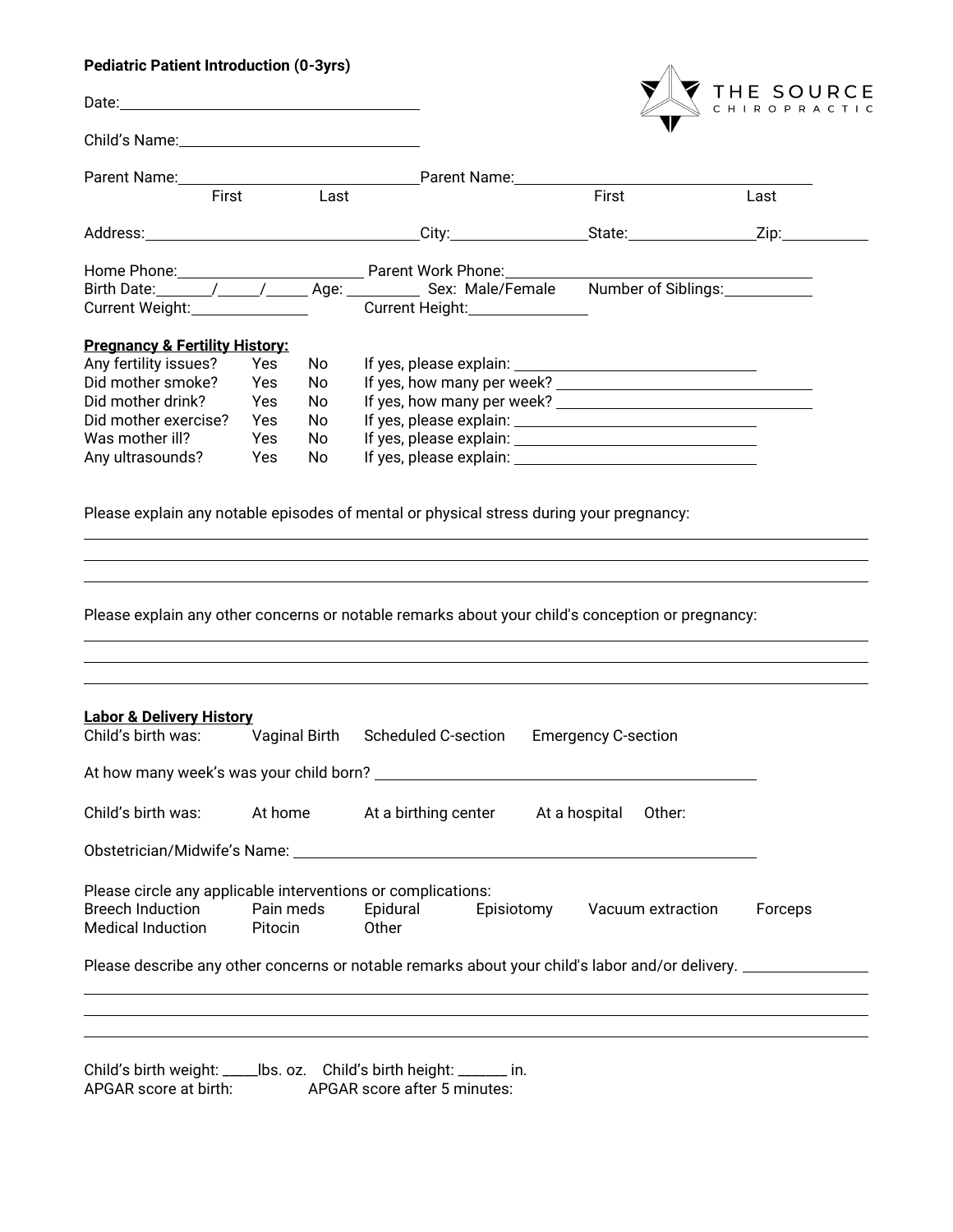**Pediatric Patient Introduction (0-3yrs)**

THE SOURCE CHIROPRACTIC

Date: ____________________

Child's Name: ____________________

Parent Name: ____________________ Parent Name: ____________________
First Last First Last

Address: ____________________ City: __________ State: __________ Zip: __________

Home Phone: ____________________ Parent Work Phone: ____________________

Birth Date: _____/_____/_____ Age: _______ Sex: Male/Female Number of Siblings: _______

Current Weight: __________ Current Height: __________

**Pregnancy & Fertility History:**

| | | | |
|---|---|---|---|
| Any fertility issues? | Yes | No | If yes, please explain: ____________________ |
| Did mother smoke? | Yes | No | If yes, how many per week? ____________________ |
| Did mother drink? | Yes | No | If yes, how many per week? ____________________ |
| Did mother exercise? | Yes | No | If yes, please explain: ____________________ |
| Was mother ill? | Yes | No | If yes, please explain: ____________________ |
| Any ultrasounds? | Yes | No | If yes, please explain: ____________________ |

Please explain any notable episodes of mental or physical stress during your pregnancy:

______________________________________________________________________

______________________________________________________________________

______________________________________________________________________

Please explain any other concerns or notable remarks about your child's conception or pregnancy:

______________________________________________________________________

______________________________________________________________________

______________________________________________________________________

**Labor & Delivery History**

Child's birth was: Vaginal Birth Scheduled C-section Emergency C-section

At how many week's was your child born? ____________________

Child's birth was: At home At a birthing center At a hospital Other:

Obstetrician/Midwife's Name: ____________________

Please circle any applicable interventions or complications:

| | | | | | |
|---|---|---|---|---|---|
| Breech Induction | Pain meds | Epidural | Episiotomy | Vacuum extraction | Forceps |
| Medical Induction | Pitocin | Other | | | |

Please describe any other concerns or notable remarks about your child's labor and/or delivery. __________

______________________________________________________________________

______________________________________________________________________

______________________________________________________________________

Child's birth weight: _____lbs. oz. Child's birth height: _______ in.

APGAR score at birth: APGAR score after 5 minutes: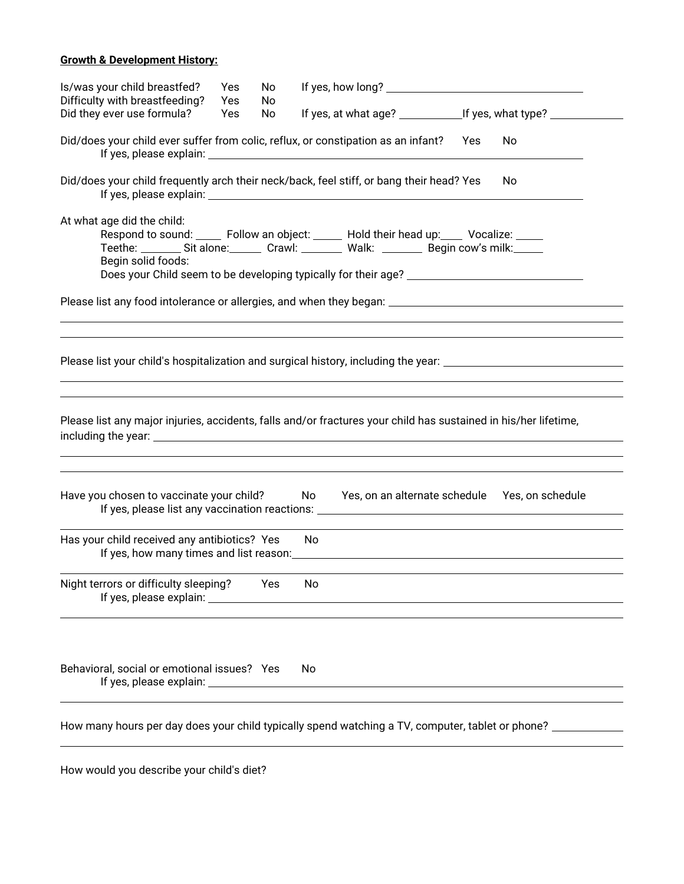**Growth & Development History:**

Is/was your child breastfed? Yes No If yes, how long? ____________________

Difficulty with breastfeeding? Yes No

Did they ever use formula? Yes No If yes, at what age? __________ If yes, what type? __________

Did/does your child ever suffer from colic, reflux, or constipation as an infant? Yes No

If yes, please explain: ____________________

Did/does your child frequently arch their neck/back, feel stiff, or bang their head? Yes No

If yes, please explain: ____________________

At what age did the child:

Respond to sound: _____ Follow an object: _____ Hold their head up: ____ Vocalize: _____

Teethe: _______ Sit alone: ______ Crawl: _______ Walk: _______ Begin cow's milk: _____

Begin solid foods:

Does your Child seem to be developing typically for their age? ____________________

Please list any food intolerance or allergies, and when they began: ____________________

____________________

____________________

Please list your child's hospitalization and surgical history, including the year: ____________________

____________________

____________________

Please list any major injuries, accidents, falls and/or fractures your child has sustained in his/her lifetime, including the year: ____________________

____________________

____________________

Have you chosen to vaccinate your child? No Yes, on an alternate schedule Yes, on schedule

If yes, please list any vaccination reactions: ____________________

____________________

Has your child received any antibiotics? Yes No

If yes, how many times and list reason: ____________________

____________________

Night terrors or difficulty sleeping? Yes No

If yes, please explain: ____________________

____________________

Behavioral, social or emotional issues? Yes No

If yes, please explain: ____________________

____________________

How many hours per day does your child typically spend watching a TV, computer, tablet or phone? __________

____________________

How would you describe your child's diet?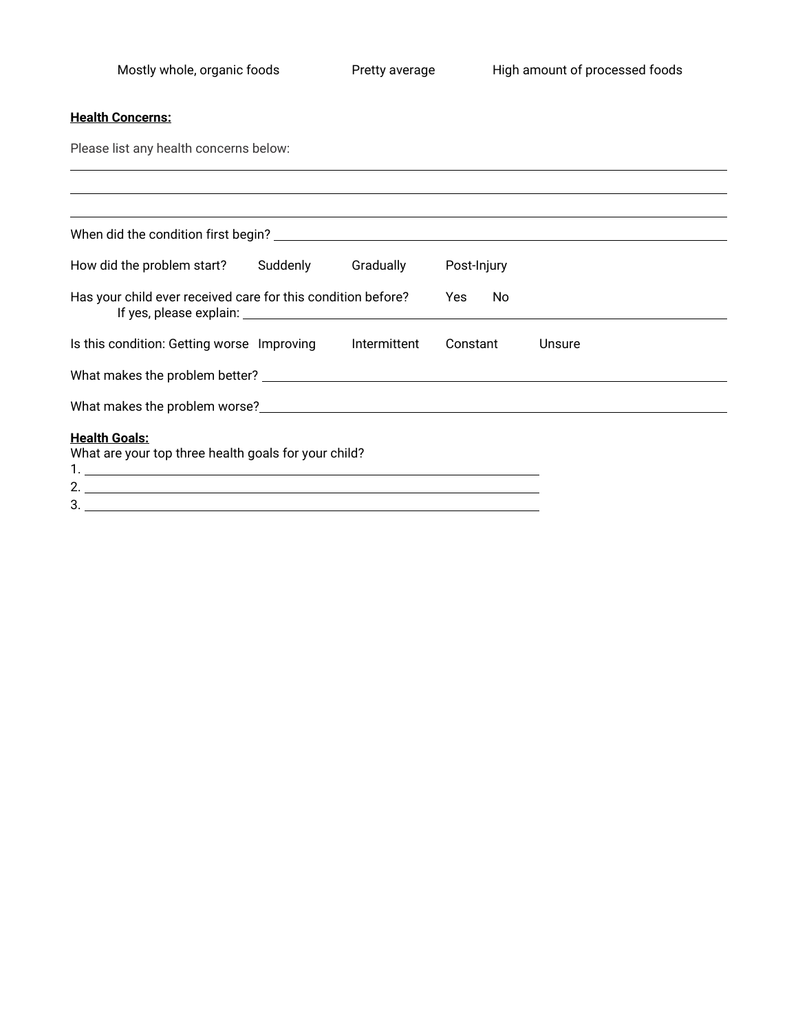Mostly whole, organic foods     Pretty average     High amount of processed foods

**Health Concerns:**

Please list any health concerns below:

______________________________________________________________________________

______________________________________________________________________________

______________________________________________________________________________

When did the condition first begin? ________________________________________________

How did the problem start?     Suddenly     Gradually     Post-Injury

Has your child ever received care for this condition before?     Yes     No

If yes, please explain: ________________________________________________

Is this condition: Getting worse     Improving     Intermittent     Constant     Unsure

What makes the problem better? ________________________________________________

What makes the problem worse? ________________________________________________

**Health Goals:**

What are your top three health goals for your child?

1. ________________________________________________
2. ________________________________________________
3. ________________________________________________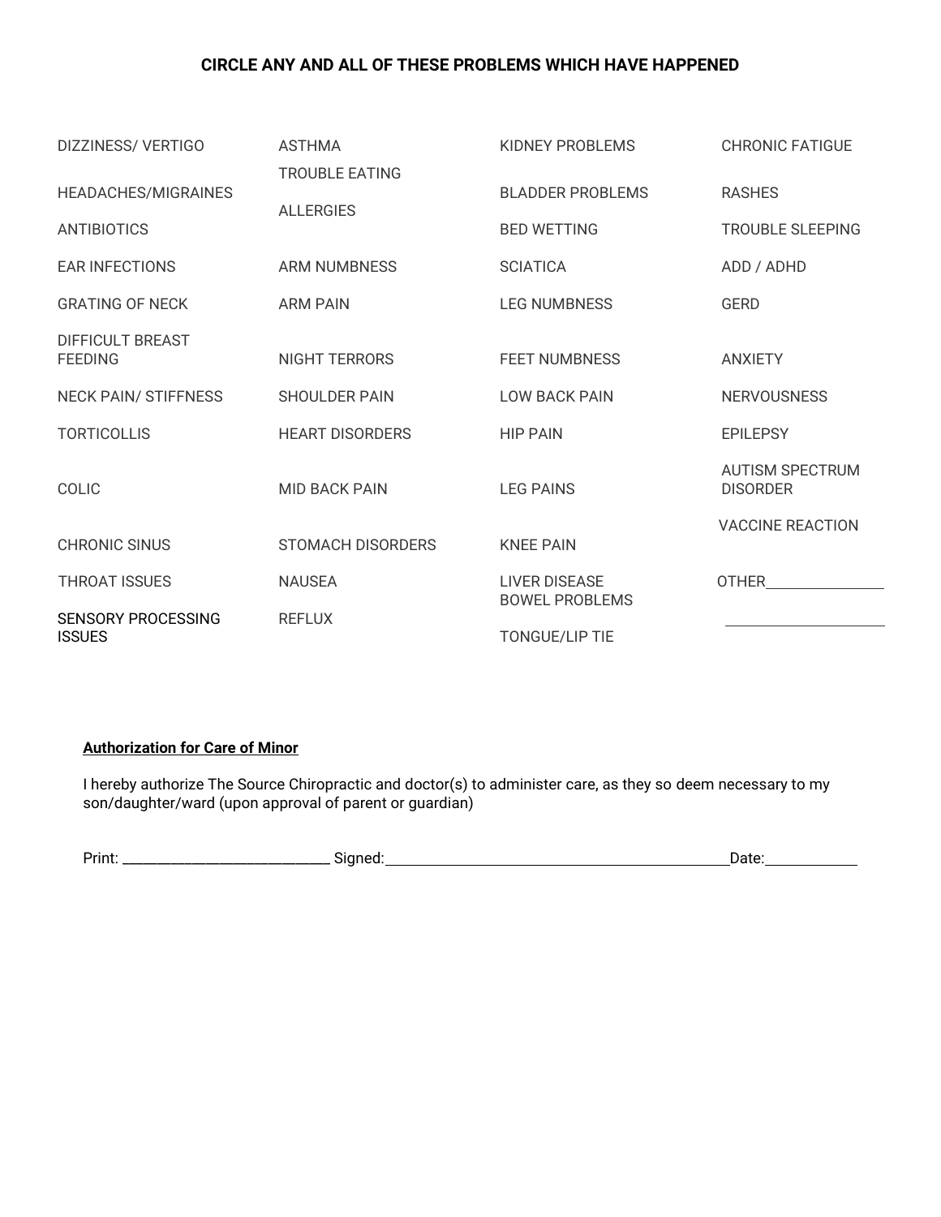**CIRCLE ANY AND ALL OF THESE PROBLEMS WHICH HAVE HAPPENED**

| | | | |
|---|---|---|---|
| DIZZINESS/ VERTIGO | ASTHMA | KIDNEY PROBLEMS | CHRONIC FATIGUE |
| HEADACHES/MIGRAINES | TROUBLE EATING | BLADDER PROBLEMS | RASHES |
| ANTIBIOTICS | ALLERGIES | BED WETTING | TROUBLE SLEEPING |
| EAR INFECTIONS | ARM NUMBNESS | SCIATICA | ADD / ADHD |
| GRATING OF NECK | ARM PAIN | LEG NUMBNESS | GERD |
| DIFFICULT BREAST FEEDING | NIGHT TERRORS | FEET NUMBNESS | ANXIETY |
| NECK PAIN/ STIFFNESS | SHOULDER PAIN | LOW BACK PAIN | NERVOUSNESS |
| TORTICOLLIS | HEART DISORDERS | HIP PAIN | EPILEPSY |
| COLIC | MID BACK PAIN | LEG PAINS | AUTISM SPECTRUM DISORDER |
| CHRONIC SINUS | STOMACH DISORDERS | KNEE PAIN | VACCINE REACTION |
| THROAT ISSUES | NAUSEA | LIVER DISEASE | OTHER_______________ |
| SENSORY PROCESSING ISSUES | REFLUX | BOWEL PROBLEMS | ____________________ |
| | | TONGUE/LIP TIE | |

**<u>Authorization for Care of Minor</u>**

I hereby authorize The Source Chiropractic and doctor(s) to administer care, as they so deem necessary to my son/daughter/ward (upon approval of parent or guardian)

Print: ___________________________ Signed:_____________________________________________Date:____________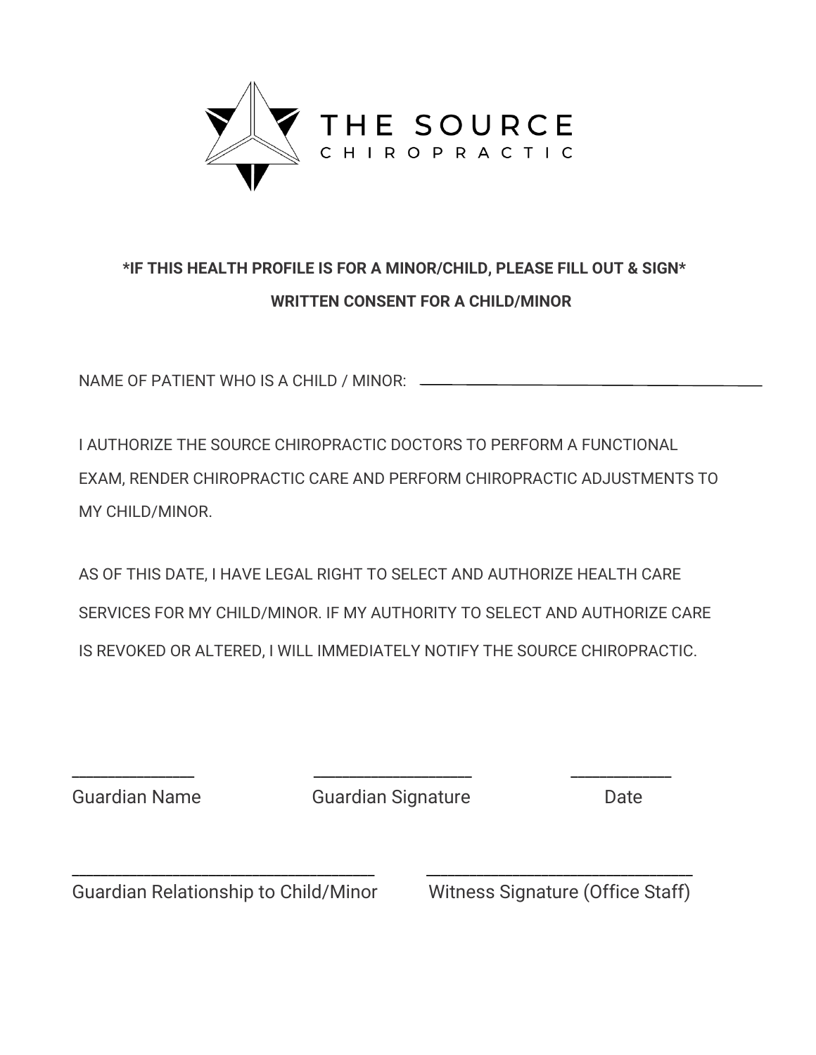THE SOURCE
CHIROPRACTIC

**\*IF THIS HEALTH PROFILE IS FOR A MINOR/CHILD, PLEASE FILL OUT & SIGN\***

**WRITTEN CONSENT FOR A CHILD/MINOR**

NAME OF PATIENT WHO IS A CHILD / MINOR: ______________________________

I AUTHORIZE THE SOURCE CHIROPRACTIC DOCTORS TO PERFORM A FUNCTIONAL EXAM, RENDER CHIROPRACTIC CARE AND PERFORM CHIROPRACTIC ADJUSTMENTS TO MY CHILD/MINOR.

AS OF THIS DATE, I HAVE LEGAL RIGHT TO SELECT AND AUTHORIZE HEALTH CARE SERVICES FOR MY CHILD/MINOR. IF MY AUTHORITY TO SELECT AND AUTHORIZE CARE IS REVOKED OR ALTERED, I WILL IMMEDIATELY NOTIFY THE SOURCE CHIROPRACTIC.

______________ ______________ ______________
Guardian Name Guardian Signature Date

______________________________ ______________________________
Guardian Relationship to Child/Minor Witness Signature (Office Staff)